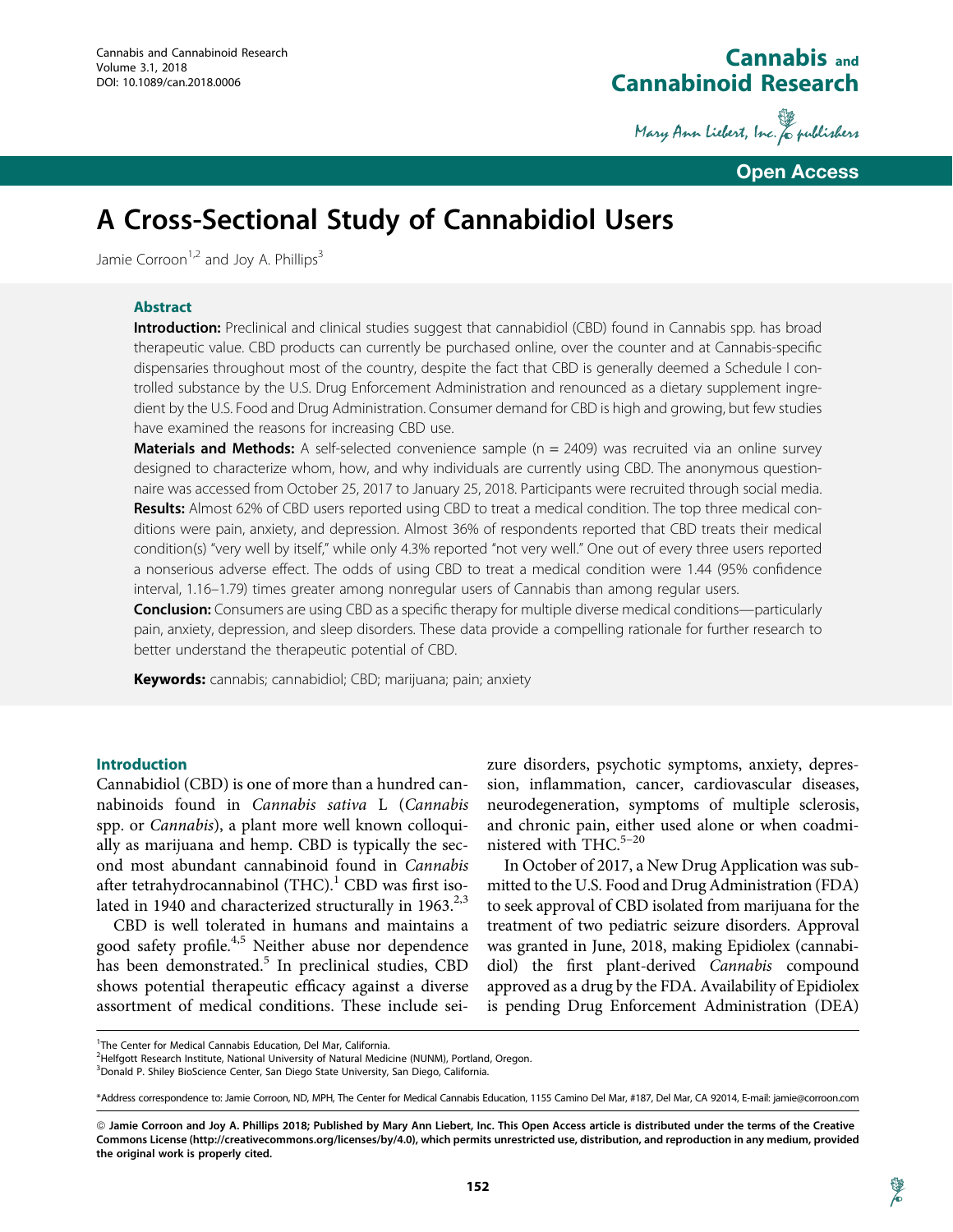# A Cross-Sectional Study of Cannabidiol Users

Jamie Corroon[1,2] and Joy A. Phillips[3]

## Abstract

**Introduction:** Preclinical and clinical studies suggest that cannabidiol (CBD) found in Cannabis spp. has broad therapeutic value. CBD products can currently be purchased online, over the counter and at Cannabis-specific dispensaries throughout most of the country, despite the fact that CBD is generally deemed a Schedule I controlled substance by the U.S. Drug Enforcement Administration and renounced as a dietary supplement ingredient by the U.S. Food and Drug Administration. Consumer demand for CBD is high and growing, but few studies have examined the reasons for increasing CBD use.

**Materials and Methods:** A self-selected convenience sample (n = 2409) was recruited via an online survey designed to characterize whom, how, and why individuals are currently using CBD. The anonymous questionnaire was accessed from October 25, 2017 to January 25, 2018. Participants were recruited through social media.

**Results:** Almost 62% of CBD users reported using CBD to treat a medical condition. The top three medical conditions were pain, anxiety, and depression. Almost 36% of respondents reported that CBD treats their medical condition(s) "very well by itself," while only 4.3% reported "not very well." One out of every three users reported a nonserious adverse effect. The odds of using CBD to treat a medical condition were 1.44 (95% confidence interval, 1.16–1.79) times greater among nonregular users of Cannabis than among regular users.

**Conclusion:** Consumers are using CBD as a specific therapy for multiple diverse medical conditions—particularly pain, anxiety, depression, and sleep disorders. These data provide a compelling rationale for further research to better understand the therapeutic potential of CBD.

**Keywords:** cannabis; cannabidiol; CBD; marijuana; pain; anxiety

## Introduction

Cannabidiol (CBD) is one of more than a hundred cannabinoids found in *Cannabis sativa* L (*Cannabis* spp. or *Cannabis*), a plant more well known colloquially as marijuana and hemp. CBD is typically the second most abundant cannabinoid found in *Cannabis* after tetrahydrocannabinol (THC).[1] CBD was first isolated in 1940 and characterized structurally in 1963.[2,3]

CBD is well tolerated in humans and maintains a good safety profile.[4,5] Neither abuse nor dependence has been demonstrated.[5] In preclinical studies, CBD shows potential therapeutic efficacy against a diverse assortment of medical conditions. These include seizure disorders, psychotic symptoms, anxiety, depression, inflammation, cancer, cardiovascular diseases, neurodegeneration, symptoms of multiple sclerosis, and chronic pain, either used alone or when coadministered with THC.[5–20]

In October of 2017, a New Drug Application was submitted to the U.S. Food and Drug Administration (FDA) to seek approval of CBD isolated from marijuana for the treatment of two pediatric seizure disorders. Approval was granted in June, 2018, making Epidiolex (cannabidiol) the first plant-derived *Cannabis* compound approved as a drug by the FDA. Availability of Epidiolex is pending Drug Enforcement Administration (DEA)

[1]The Center for Medical Cannabis Education, Del Mar, California.
[2]Helfgott Research Institute, National University of Natural Medicine (NUNM), Portland, Oregon.
[3]Donald P. Shiley BioScience Center, San Diego State University, San Diego, California.

*Address correspondence to: Jamie Corroon, ND, MPH, The Center for Medical Cannabis Education, 1155 Camino Del Mar, #187, Del Mar, CA 92014, E-mail: jamie@corroon.com

© Jamie Corroon and Joy A. Phillips 2018; Published by Mary Ann Liebert, Inc. This Open Access article is distributed under the terms of the Creative Commons License (http://creativecommons.org/licenses/by/4.0), which permits unrestricted use, distribution, and reproduction in any medium, provided the original work is properly cited.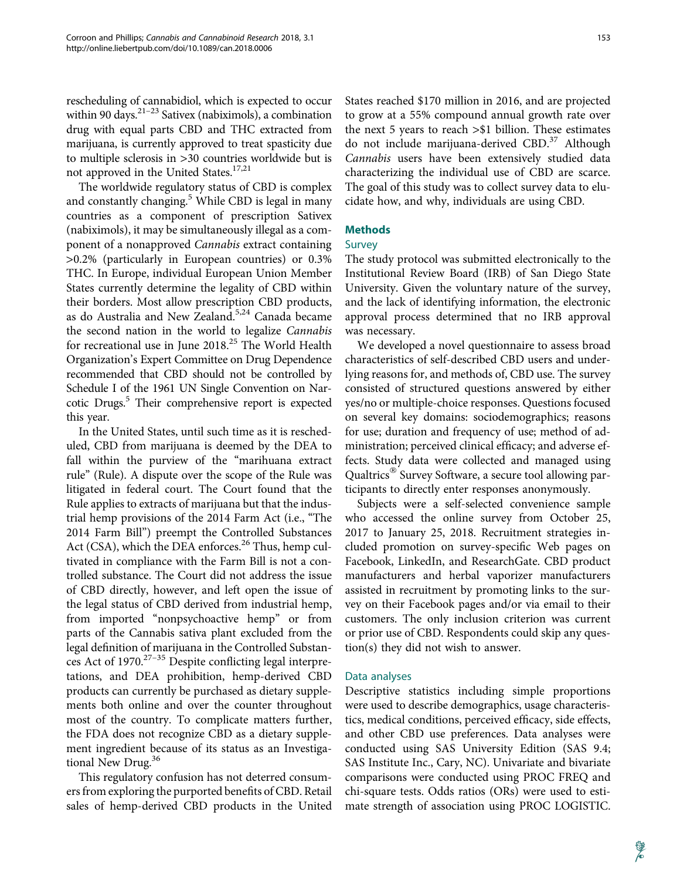rescheduling of cannabidiol, which is expected to occur within 90 days.[21–23] Sativex (nabiximols), a combination drug with equal parts CBD and THC extracted from marijuana, is currently approved to treat spasticity due to multiple sclerosis in >30 countries worldwide but is not approved in the United States.[17,21]

The worldwide regulatory status of CBD is complex and constantly changing.[5] While CBD is legal in many countries as a component of prescription Sativex (nabiximols), it may be simultaneously illegal as a component of a nonapproved *Cannabis* extract containing >0.2% (particularly in European countries) or 0.3% THC. In Europe, individual European Union Member States currently determine the legality of CBD within their borders. Most allow prescription CBD products, as do Australia and New Zealand.[5,24] Canada became the second nation in the world to legalize *Cannabis* for recreational use in June 2018.[25] The World Health Organization's Expert Committee on Drug Dependence recommended that CBD should not be controlled by Schedule I of the 1961 UN Single Convention on Narcotic Drugs.[5] Their comprehensive report is expected this year.

In the United States, until such time as it is rescheduled, CBD from marijuana is deemed by the DEA to fall within the purview of the "marihuana extract rule" (Rule). A dispute over the scope of the Rule was litigated in federal court. The Court found that the Rule applies to extracts of marijuana but that the industrial hemp provisions of the 2014 Farm Act (i.e., "The 2014 Farm Bill") preempt the Controlled Substances Act (CSA), which the DEA enforces.[26] Thus, hemp cultivated in compliance with the Farm Bill is not a controlled substance. The Court did not address the issue of CBD directly, however, and left open the issue of the legal status of CBD derived from industrial hemp, from imported "nonpsychoactive hemp" or from parts of the Cannabis sativa plant excluded from the legal definition of marijuana in the Controlled Substances Act of 1970.[27–35] Despite conflicting legal interpretations, and DEA prohibition, hemp-derived CBD products can currently be purchased as dietary supplements both online and over the counter throughout most of the country. To complicate matters further, the FDA does not recognize CBD as a dietary supplement ingredient because of its status as an Investigational New Drug.[36]

This regulatory confusion has not deterred consumers from exploring the purported benefits of CBD. Retail sales of hemp-derived CBD products in the United States reached \$170 million in 2016, and are projected to grow at a 55% compound annual growth rate over the next 5 years to reach >\$1 billion. These estimates do not include marijuana-derived CBD.[37] Although *Cannabis* users have been extensively studied data characterizing the individual use of CBD are scarce. The goal of this study was to collect survey data to elucidate how, and why, individuals are using CBD.

## Methods

### Survey

The study protocol was submitted electronically to the Institutional Review Board (IRB) of San Diego State University. Given the voluntary nature of the survey, and the lack of identifying information, the electronic approval process determined that no IRB approval was necessary.

We developed a novel questionnaire to assess broad characteristics of self-described CBD users and underlying reasons for, and methods of, CBD use. The survey consisted of structured questions answered by either yes/no or multiple-choice responses. Questions focused on several key domains: sociodemographics; reasons for use; duration and frequency of use; method of administration; perceived clinical efficacy; and adverse effects. Study data were collected and managed using Qualtrics® Survey Software, a secure tool allowing participants to directly enter responses anonymously.

Subjects were a self-selected convenience sample who accessed the online survey from October 25, 2017 to January 25, 2018. Recruitment strategies included promotion on survey-specific Web pages on Facebook, LinkedIn, and ResearchGate. CBD product manufacturers and herbal vaporizer manufacturers assisted in recruitment by promoting links to the survey on their Facebook pages and/or via email to their customers. The only inclusion criterion was current or prior use of CBD. Respondents could skip any question(s) they did not wish to answer.

### Data analyses

Descriptive statistics including simple proportions were used to describe demographics, usage characteristics, medical conditions, perceived efficacy, side effects, and other CBD use preferences. Data analyses were conducted using SAS University Edition (SAS 9.4; SAS Institute Inc., Cary, NC). Univariate and bivariate comparisons were conducted using PROC FREQ and chi-square tests. Odds ratios (ORs) were used to estimate strength of association using PROC LOGISTIC.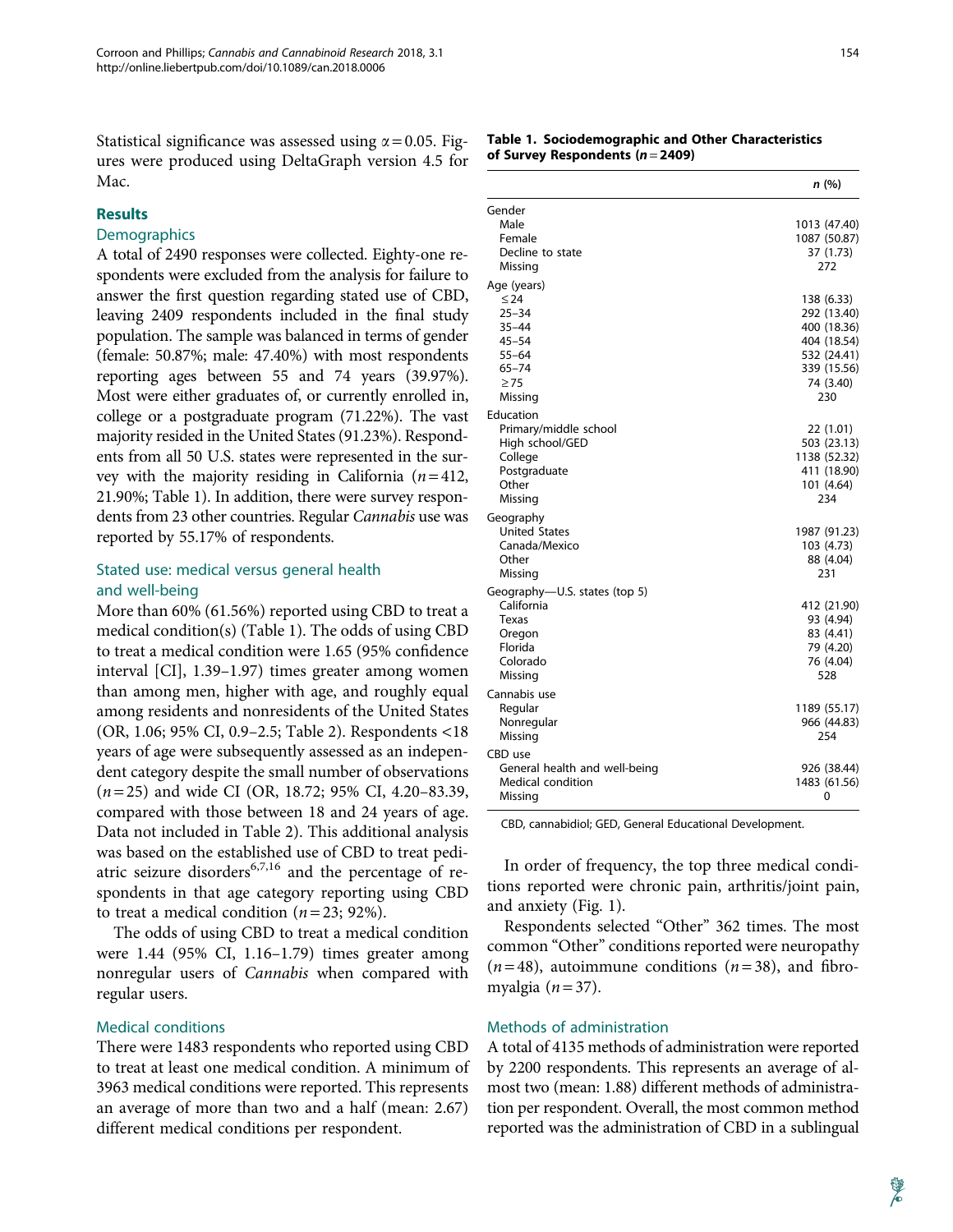Statistical significance was assessed using $\alpha = 0.05$. Figures were produced using DeltaGraph version 4.5 for Mac.

## Results

### Demographics

A total of 2490 responses were collected. Eighty-one respondents were excluded from the analysis for failure to answer the first question regarding stated use of CBD, leaving 2409 respondents included in the final study population. The sample was balanced in terms of gender (female: 50.87%; male: 47.40%) with most respondents reporting ages between 55 and 74 years (39.97%). Most were either graduates of, or currently enrolled in, college or a postgraduate program (71.22%). The vast majority resided in the United States (91.23%). Respondents from all 50 U.S. states were represented in the survey with the majority residing in California ($n = 412$, 21.90%; Table 1). In addition, there were survey respondents from 23 other countries. Regular *Cannabis* use was reported by 55.17% of respondents.

### Stated use: medical versus general health and well-being

More than 60% (61.56%) reported using CBD to treat a medical condition(s) (Table 1). The odds of using CBD to treat a medical condition were 1.65 (95% confidence interval [CI], 1.39–1.97) times greater among women than among men, higher with age, and roughly equal among residents and nonresidents of the United States (OR, 1.06; 95% CI, 0.9–2.5; Table 2). Respondents <18 years of age were subsequently assessed as an independent category despite the small number of observations ($n = 25$) and wide CI (OR, 18.72; 95% CI, 4.20–83.39, compared with those between 18 and 24 years of age. Data not included in Table 2). This additional analysis was based on the established use of CBD to treat pediatric seizure disorders[6,7,16] and the percentage of respondents in that age category reporting using CBD to treat a medical condition ($n = 23$; 92%).

The odds of using CBD to treat a medical condition were 1.44 (95% CI, 1.16–1.79) times greater among nonregular users of *Cannabis* when compared with regular users.

### Medical conditions

There were 1483 respondents who reported using CBD to treat at least one medical condition. A minimum of 3963 medical conditions were reported. This represents an average of more than two and a half (mean: 2.67) different medical conditions per respondent.

**Table 1. Sociodemographic and Other Characteristics of Survey Respondents ($n = 2409$)**

| | n (%) |
|---|---|
| **Gender** | |
| Male | 1013 (47.40) |
| Female | 1087 (50.87) |
| Decline to state | 37 (1.73) |
| Missing | 272 |
| **Age (years)** | |
| ≤24 | 138 (6.33) |
| 25–34 | 292 (13.40) |
| 35–44 | 400 (18.36) |
| 45–54 | 404 (18.54) |
| 55–64 | 532 (24.41) |
| 65–74 | 339 (15.56) |
| ≥75 | 74 (3.40) |
| Missing | 230 |
| **Education** | |
| Primary/middle school | 22 (1.01) |
| High school/GED | 503 (23.13) |
| College | 1138 (52.32) |
| Postgraduate | 411 (18.90) |
| Other | 101 (4.64) |
| Missing | 234 |
| **Geography** | |
| United States | 1987 (91.23) |
| Canada/Mexico | 103 (4.73) |
| Other | 88 (4.04) |
| Missing | 231 |
| **Geography—U.S. states (top 5)** | |
| California | 412 (21.90) |
| Texas | 93 (4.94) |
| Oregon | 83 (4.41) |
| Florida | 79 (4.20) |
| Colorado | 76 (4.04) |
| Missing | 528 |
| **Cannabis use** | |
| Regular | 1189 (55.17) |
| Nonregular | 966 (44.83) |
| Missing | 254 |
| **CBD use** | |
| General health and well-being | 926 (38.44) |
| Medical condition | 1483 (61.56) |
| Missing | 0 |

CBD, cannabidiol; GED, General Educational Development.

In order of frequency, the top three medical conditions reported were chronic pain, arthritis/joint pain, and anxiety (Fig. 1).

Respondents selected "Other" 362 times. The most common "Other" conditions reported were neuropathy ($n = 48$), autoimmune conditions ($n = 38$), and fibromyalgia ($n = 37$).

### Methods of administration

A total of 4135 methods of administration were reported by 2200 respondents. This represents an average of almost two (mean: 1.88) different methods of administration per respondent. Overall, the most common method reported was the administration of CBD in a sublingual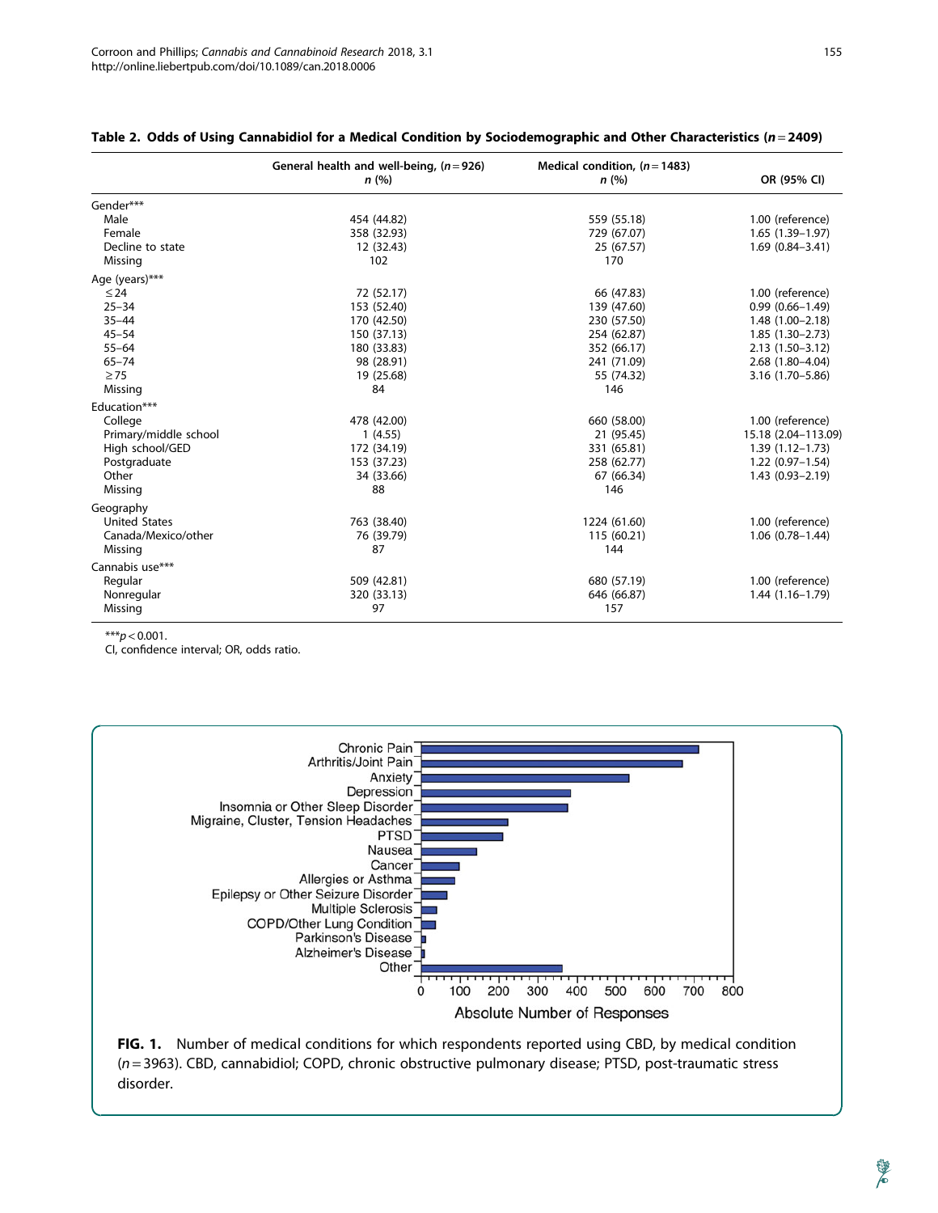**Table 2. Odds of Using Cannabidiol for a Medical Condition by Sociodemographic and Other Characteristics ($n = 2409$)**

| | General health and well-being, ($n = 926$) $n$ (%) | Medical condition, ($n = 1483$) $n$ (%) | OR (95% CI) |
|---|---|---|---|
| Gender*** | | | |
| Male | 454 (44.82) | 559 (55.18) | 1.00 (reference) |
| Female | 358 (32.93) | 729 (67.07) | 1.65 (1.39–1.97) |
| Decline to state | 12 (32.43) | 25 (67.57) | 1.69 (0.84–3.41) |
| Missing | 102 | 170 | |
| Age (years)*** | | | |
| ≤24 | 72 (52.17) | 66 (47.83) | 1.00 (reference) |
| 25–34 | 153 (52.40) | 139 (47.60) | 0.99 (0.66–1.49) |
| 35–44 | 170 (42.50) | 230 (57.50) | 1.48 (1.00–2.18) |
| 45–54 | 150 (37.13) | 254 (62.87) | 1.85 (1.30–2.73) |
| 55–64 | 180 (33.83) | 352 (66.17) | 2.13 (1.50–3.12) |
| 65–74 | 98 (28.91) | 241 (71.09) | 2.68 (1.80–4.04) |
| ≥75 | 19 (25.68) | 55 (74.32) | 3.16 (1.70–5.86) |
| Missing | 84 | 146 | |
| Education*** | | | |
| College | 478 (42.00) | 660 (58.00) | 1.00 (reference) |
| Primary/middle school | 1 (4.55) | 21 (95.45) | 15.18 (2.04–113.09) |
| High school/GED | 172 (34.19) | 331 (65.81) | 1.39 (1.12–1.73) |
| Postgraduate | 153 (37.23) | 258 (62.77) | 1.22 (0.97–1.54) |
| Other | 34 (33.66) | 67 (66.34) | 1.43 (0.93–2.19) |
| Missing | 88 | 146 | |
| Geography | | | |
| United States | 763 (38.40) | 1224 (61.60) | 1.00 (reference) |
| Canada/Mexico/other | 76 (39.79) | 115 (60.21) | 1.06 (0.78–1.44) |
| Missing | 87 | 144 | |
| Cannabis use*** | | | |
| Regular | 509 (42.81) | 680 (57.19) | 1.00 (reference) |
| Nonregular | 320 (33.13) | 646 (66.87) | 1.44 (1.16–1.79) |
| Missing | 97 | 157 | |

***$p < 0.001$.
CI, confidence interval; OR, odds ratio.

**FIG. 1.** Number of medical conditions for which respondents reported using CBD, by medical condition ($n = 3963$). CBD, cannabidiol; COPD, chronic obstructive pulmonary disease; PTSD, post-traumatic stress disorder.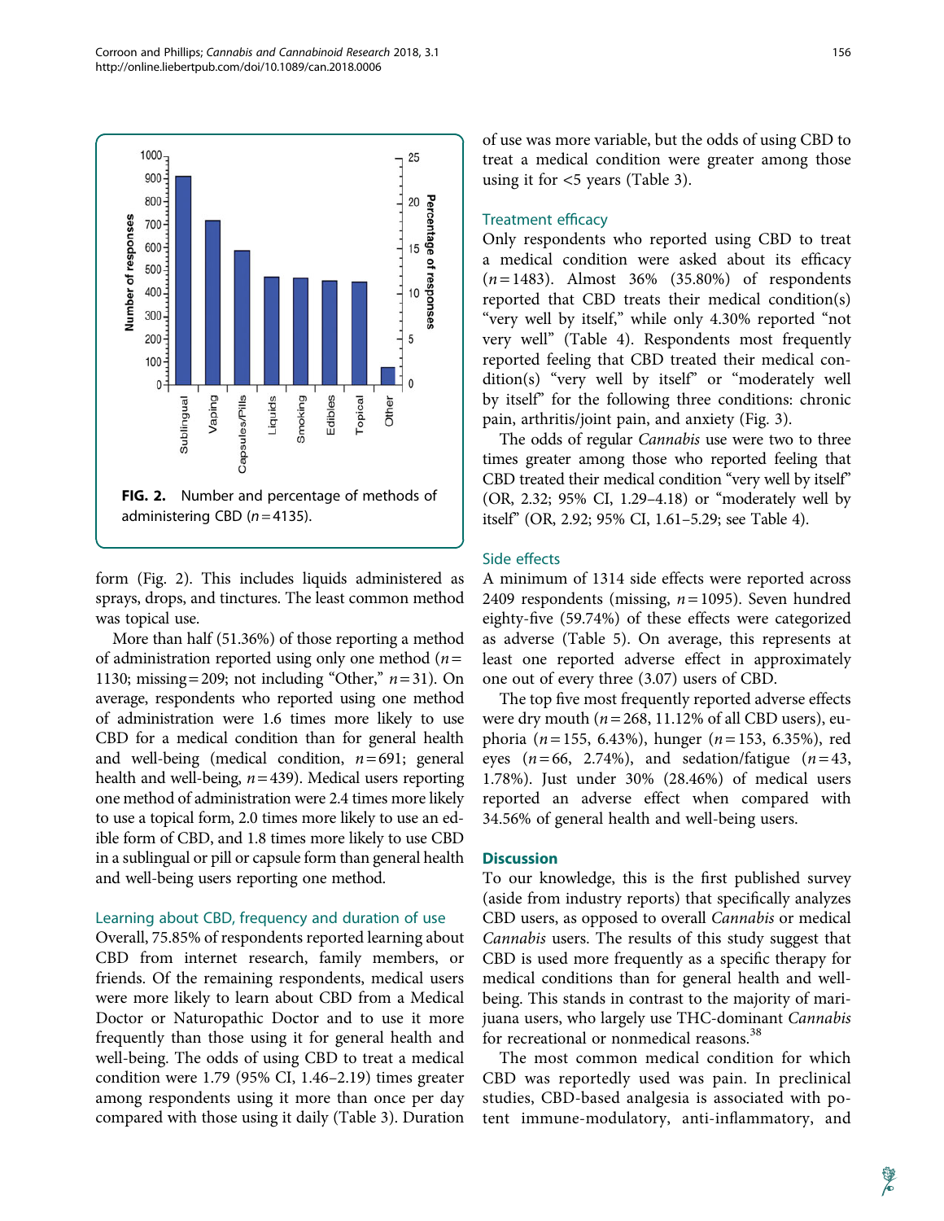**FIG. 2.** Number and percentage of methods of administering CBD ($n = 4135$).

form (Fig. 2). This includes liquids administered as sprays, drops, and tinctures. The least common method was topical use.

More than half (51.36%) of those reporting a method of administration reported using only one method ($n = 1130$; missing = 209; not including "Other," $n = 31$). On average, respondents who reported using one method of administration were 1.6 times more likely to use CBD for a medical condition than for general health and well-being (medical condition, $n = 691$; general health and well-being, $n = 439$). Medical users reporting one method of administration were 2.4 times more likely to use a topical form, 2.0 times more likely to use an edible form of CBD, and 1.8 times more likely to use CBD in a sublingual or pill or capsule form than general health and well-being users reporting one method.

### Learning about CBD, frequency and duration of use

Overall, 75.85% of respondents reported learning about CBD from internet research, family members, or friends. Of the remaining respondents, medical users were more likely to learn about CBD from a Medical Doctor or Naturopathic Doctor and to use it more frequently than those using it for general health and well-being. The odds of using CBD to treat a medical condition were 1.79 (95% CI, 1.46–2.19) times greater among respondents using it more than once per day compared with those using it daily (Table 3). Duration of use was more variable, but the odds of using CBD to treat a medical condition were greater among those using it for <5 years (Table 3).

### Treatment efficacy

Only respondents who reported using CBD to treat a medical condition were asked about its efficacy ($n = 1483$). Almost 36% (35.80%) of respondents reported that CBD treats their medical condition(s) "very well by itself," while only 4.30% reported "not very well" (Table 4). Respondents most frequently reported feeling that CBD treated their medical condition(s) "very well by itself" or "moderately well by itself" for the following three conditions: chronic pain, arthritis/joint pain, and anxiety (Fig. 3).

The odds of regular *Cannabis* use were two to three times greater among those who reported feeling that CBD treated their medical condition "very well by itself" (OR, 2.32; 95% CI, 1.29–4.18) or "moderately well by itself" (OR, 2.92; 95% CI, 1.61–5.29; see Table 4).

### Side effects

A minimum of 1314 side effects were reported across 2409 respondents (missing, $n = 1095$). Seven hundred eighty-five (59.74%) of these effects were categorized as adverse (Table 5). On average, this represents at least one reported adverse effect in approximately one out of every three (3.07) users of CBD.

The top five most frequently reported adverse effects were dry mouth ($n = 268$, 11.12% of all CBD users), euphoria ($n = 155$, 6.43%), hunger ($n = 153$, 6.35%), red eyes ($n = 66$, 2.74%), and sedation/fatigue ($n = 43$, 1.78%). Just under 30% (28.46%) of medical users reported an adverse effect when compared with 34.56% of general health and well-being users.

## Discussion

To our knowledge, this is the first published survey (aside from industry reports) that specifically analyzes CBD users, as opposed to overall *Cannabis* or medical *Cannabis* users. The results of this study suggest that CBD is used more frequently as a specific therapy for medical conditions than for general health and well-being. This stands in contrast to the majority of marijuana users, who largely use THC-dominant *Cannabis* for recreational or nonmedical reasons.[38]

The most common medical condition for which CBD was reportedly used was pain. In preclinical studies, CBD-based analgesia is associated with potent immune-modulatory, anti-inflammatory, and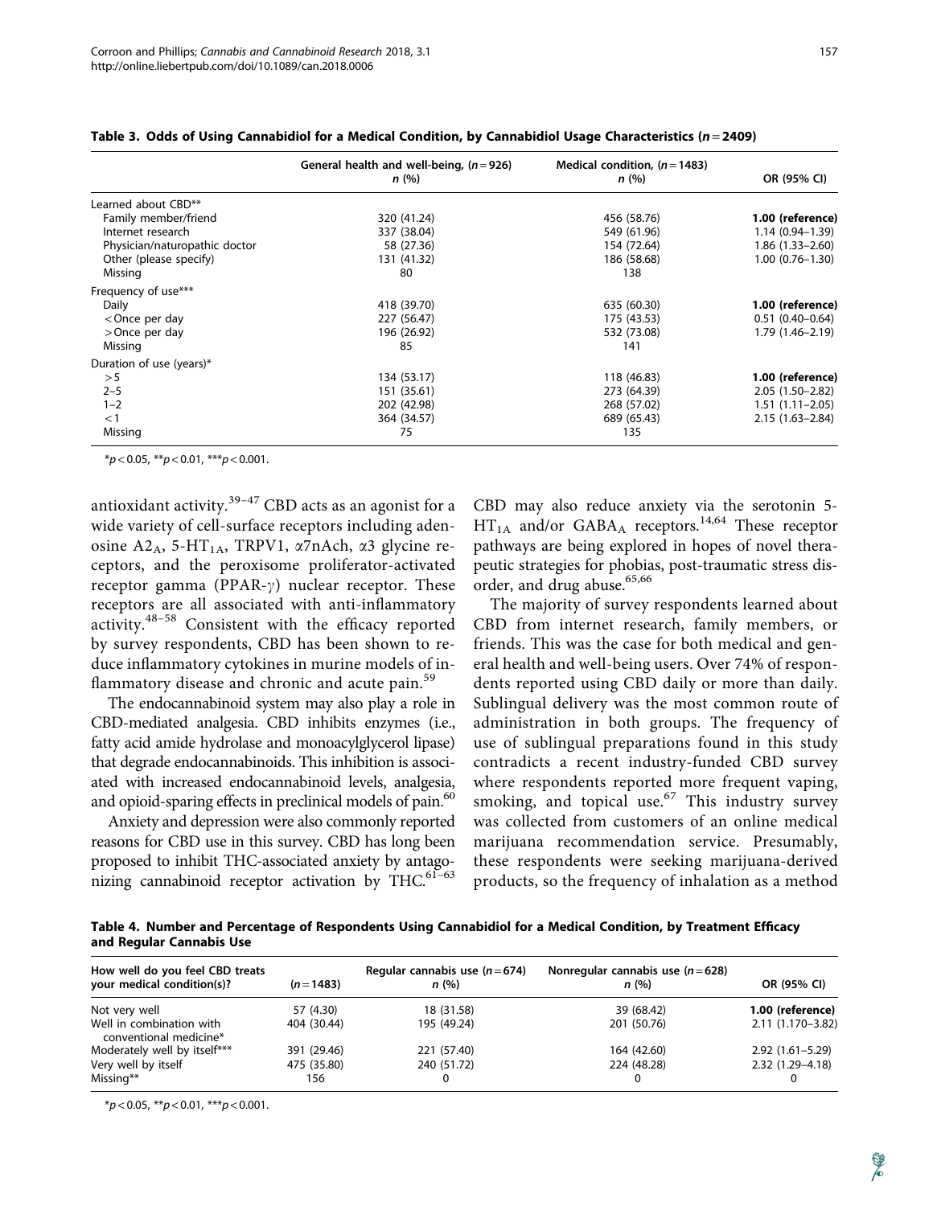**Table 3. Odds of Using Cannabidiol for a Medical Condition, by Cannabidiol Usage Characteristics ($n = 2409$)**

| | General health and well-being, ($n = 926$) $n$ (%) | Medical condition, ($n = 1483$) $n$ (%) | OR (95% CI) |
|---|---|---|---|
| Learned about CBD** | | | |
| Family member/friend | 320 (41.24) | 456 (58.76) | **1.00 (reference)** |
| Internet research | 337 (38.04) | 549 (61.96) | 1.14 (0.94–1.39) |
| Physician/naturopathic doctor | 58 (27.36) | 154 (72.64) | 1.86 (1.33–2.60) |
| Other (please specify) | 131 (41.32) | 186 (58.68) | 1.00 (0.76–1.30) |
| Missing | 80 | 138 | |
| Frequency of use*** | | | |
| Daily | 418 (39.70) | 635 (60.30) | **1.00 (reference)** |
| <Once per day | 227 (56.47) | 175 (43.53) | 0.51 (0.40–0.64) |
| >Once per day | 196 (26.92) | 532 (73.08) | 1.79 (1.46–2.19) |
| Missing | 85 | 141 | |
| Duration of use (years)* | | | |
| >5 | 134 (53.17) | 118 (46.83) | **1.00 (reference)** |
| 2–5 | 151 (35.61) | 273 (64.39) | 2.05 (1.50–2.82) |
| 1–2 | 202 (42.98) | 268 (57.02) | 1.51 (1.11–2.05) |
| <1 | 364 (34.57) | 689 (65.43) | 2.15 (1.63–2.84) |
| Missing | 75 | 135 | |

*$p < 0.05$, **$p < 0.01$, ***$p < 0.001$.

antioxidant activity.[39–47] CBD acts as an agonist for a wide variety of cell-surface receptors including adenosine $A2_A$, 5-$HT_{1A}$, TRPV1, α7nAch, α3 glycine receptors, and the peroxisome proliferator-activated receptor gamma (PPAR-γ) nuclear receptor. These receptors are all associated with anti-inflammatory activity.[48–58] Consistent with the efficacy reported by survey respondents, CBD has been shown to reduce inflammatory cytokines in murine models of inflammatory disease and chronic and acute pain.[59]

The endocannabinoid system may also play a role in CBD-mediated analgesia. CBD inhibits enzymes (i.e., fatty acid amide hydrolase and monoacylglycerol lipase) that degrade endocannabinoids. This inhibition is associated with increased endocannabinoid levels, analgesia, and opioid-sparing effects in preclinical models of pain.[60]

Anxiety and depression were also commonly reported reasons for CBD use in this survey. CBD has long been proposed to inhibit THC-associated anxiety by antagonizing cannabinoid receptor activation by THC.[61–63] CBD may also reduce anxiety via the serotonin 5-$HT_{1A}$ and/or $GABA_A$ receptors.[14,64] These receptor pathways are being explored in hopes of novel therapeutic strategies for phobias, post-traumatic stress disorder, and drug abuse.[65,66]

The majority of survey respondents learned about CBD from internet research, family members, or friends. This was the case for both medical and general health and well-being users. Over 74% of respondents reported using CBD daily or more than daily. Sublingual delivery was the most common route of administration in both groups. The frequency of use of sublingual preparations found in this study contradicts a recent industry-funded CBD survey where respondents reported more frequent vaping, smoking, and topical use.[67] This industry survey was collected from customers of an online medical marijuana recommendation service. Presumably, these respondents were seeking marijuana-derived products, so the frequency of inhalation as a method

**Table 4. Number and Percentage of Respondents Using Cannabidiol for a Medical Condition, by Treatment Efficacy and Regular Cannabis Use**

| How well do you feel CBD treats your medical condition(s)? | ($n = 1483$) | Regular cannabis use ($n = 674$) $n$ (%) | Nonregular cannabis use ($n = 628$) $n$ (%) | OR (95% CI) |
|---|---|---|---|---|
| Not very well | 57 (4.30) | 18 (31.58) | 39 (68.42) | **1.00 (reference)** |
| Well in combination with conventional medicine* | 404 (30.44) | 195 (49.24) | 201 (50.76) | 2.11 (1.170–3.82) |
| Moderately well by itself*** | 391 (29.46) | 221 (57.40) | 164 (42.60) | 2.92 (1.61–5.29) |
| Very well by itself | 475 (35.80) | 240 (51.72) | 224 (48.28) | 2.32 (1.29–4.18) |
| Missing** | 156 | 0 | 0 | 0 |

*$p < 0.05$, **$p < 0.01$, ***$p < 0.001$.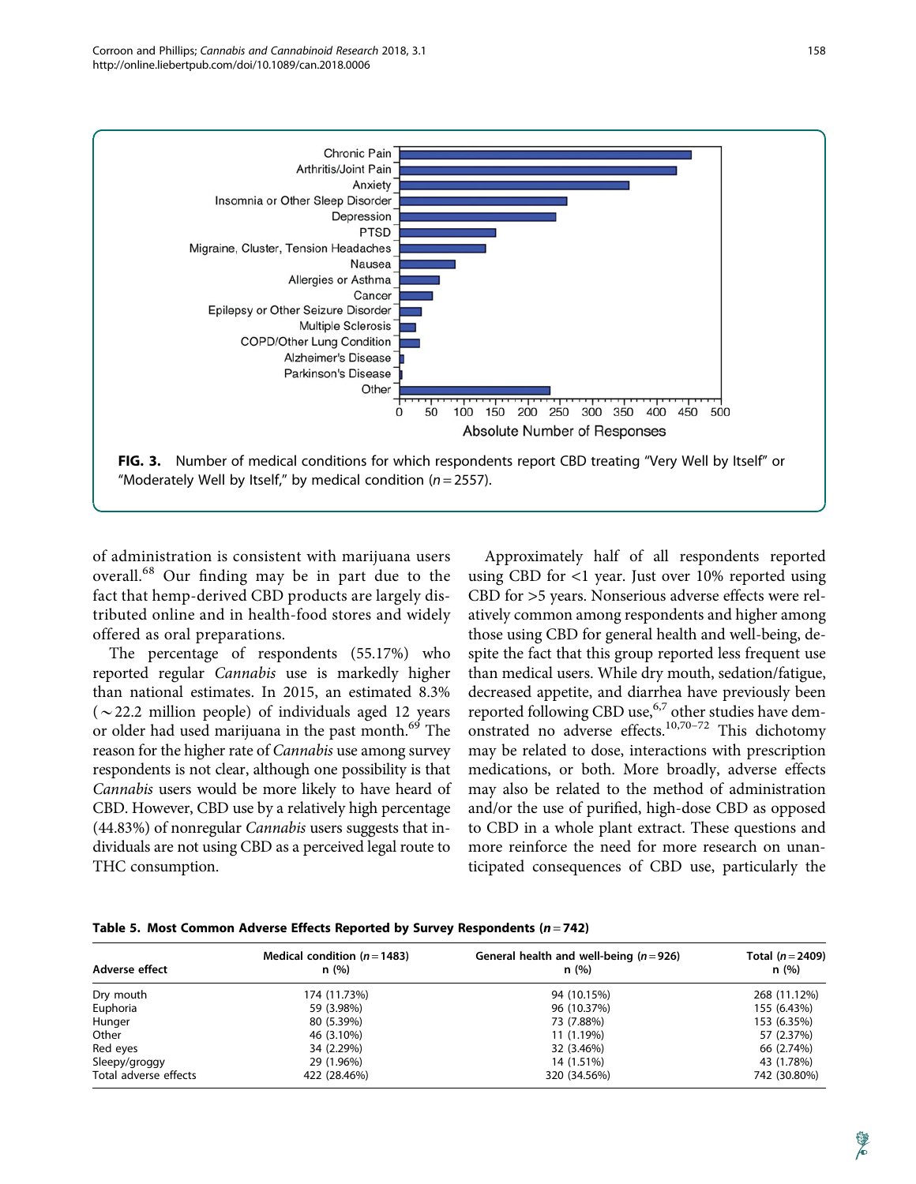FIG. 3. Number of medical conditions for which respondents report CBD treating "Very Well by Itself" or "Moderately Well by Itself," by medical condition ($n = 2557$).

of administration is consistent with marijuana users overall.[68] Our finding may be in part due to the fact that hemp-derived CBD products are largely distributed online and in health-food stores and widely offered as oral preparations.

The percentage of respondents (55.17%) who reported regular *Cannabis* use is markedly higher than national estimates. In 2015, an estimated 8.3% (~22.2 million people) of individuals aged 12 years or older had used marijuana in the past month.[69] The reason for the higher rate of *Cannabis* use among survey respondents is not clear, although one possibility is that *Cannabis* users would be more likely to have heard of CBD. However, CBD use by a relatively high percentage (44.83%) of nonregular *Cannabis* users suggests that individuals are not using CBD as a perceived legal route to THC consumption.

Approximately half of all respondents reported using CBD for <1 year. Just over 10% reported using CBD for >5 years. Nonserious adverse effects were relatively common among respondents and higher among those using CBD for general health and well-being, despite the fact that this group reported less frequent use than medical users. While dry mouth, sedation/fatigue, decreased appetite, and diarrhea have previously been reported following CBD use,[6,7] other studies have demonstrated no adverse effects.[10,70–72] This dichotomy may be related to dose, interactions with prescription medications, or both. More broadly, adverse effects may also be related to the method of administration and/or the use of purified, high-dose CBD as opposed to CBD in a whole plant extract. These questions and more reinforce the need for more research on unanticipated consequences of CBD use, particularly the

**Table 5. Most Common Adverse Effects Reported by Survey Respondents ($n = 742$)**

| Adverse effect | Medical condition ($n = 1483$) n (%) | General health and well-being ($n = 926$) n (%) | Total ($n = 2409$) n (%) |
|---|---|---|---|
| Dry mouth | 174 (11.73%) | 94 (10.15%) | 268 (11.12%) |
| Euphoria | 59 (3.98%) | 96 (10.37%) | 155 (6.43%) |
| Hunger | 80 (5.39%) | 73 (7.88%) | 153 (6.35%) |
| Other | 46 (3.10%) | 11 (1.19%) | 57 (2.37%) |
| Red eyes | 34 (2.29%) | 32 (3.46%) | 66 (2.74%) |
| Sleepy/groggy | 29 (1.96%) | 14 (1.51%) | 43 (1.78%) |
| Total adverse effects | 422 (28.46%) | 320 (34.56%) | 742 (30.80%) |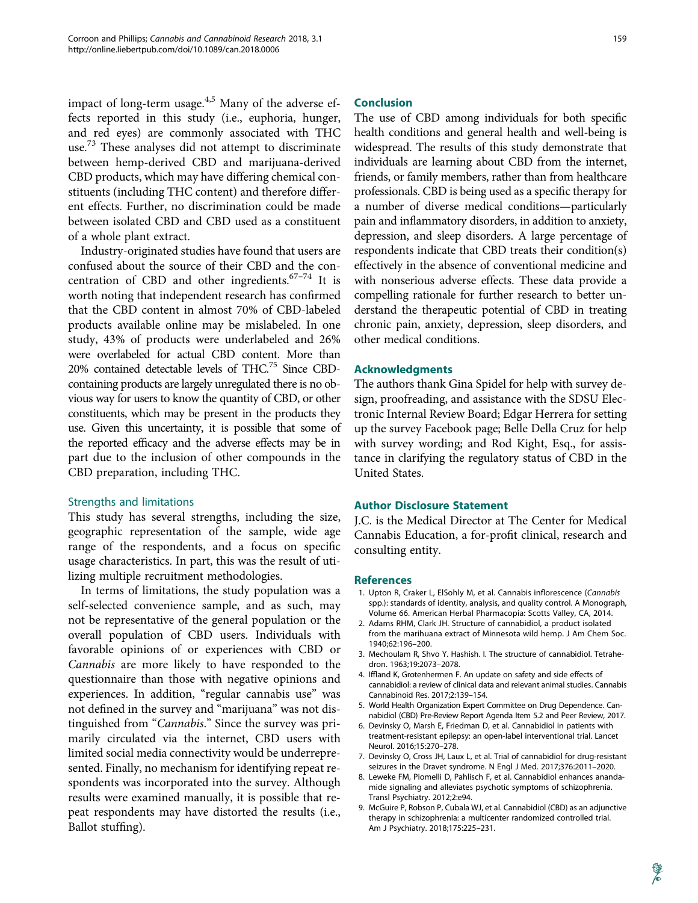impact of long-term usage.[4,5] Many of the adverse effects reported in this study (i.e., euphoria, hunger, and red eyes) are commonly associated with THC use.[73] These analyses did not attempt to discriminate between hemp-derived CBD and marijuana-derived CBD products, which may have differing chemical constituents (including THC content) and therefore different effects. Further, no discrimination could be made between isolated CBD and CBD used as a constituent of a whole plant extract.

Industry-originated studies have found that users are confused about the source of their CBD and the concentration of CBD and other ingredients.[67–74] It is worth noting that independent research has confirmed that the CBD content in almost 70% of CBD-labeled products available online may be mislabeled. In one study, 43% of products were underlabeled and 26% were overlabeled for actual CBD content. More than 20% contained detectable levels of THC.[75] Since CBD-containing products are largely unregulated there is no obvious way for users to know the quantity of CBD, or other constituents, which may be present in the products they use. Given this uncertainty, it is possible that some of the reported efficacy and the adverse effects may be in part due to the inclusion of other compounds in the CBD preparation, including THC.

### Strengths and limitations

This study has several strengths, including the size, geographic representation of the sample, wide age range of the respondents, and a focus on specific usage characteristics. In part, this was the result of utilizing multiple recruitment methodologies.

In terms of limitations, the study population was a self-selected convenience sample, and as such, may not be representative of the general population or the overall population of CBD users. Individuals with favorable opinions of or experiences with CBD or *Cannabis* are more likely to have responded to the questionnaire than those with negative opinions and experiences. In addition, "regular cannabis use" was not defined in the survey and "marijuana" was not distinguished from "*Cannabis*." Since the survey was primarily circulated via the internet, CBD users with limited social media connectivity would be underrepresented. Finally, no mechanism for identifying repeat respondents was incorporated into the survey. Although results were examined manually, it is possible that repeat respondents may have distorted the results (i.e., Ballot stuffing).

## Conclusion

The use of CBD among individuals for both specific health conditions and general health and well-being is widespread. The results of this study demonstrate that individuals are learning about CBD from the internet, friends, or family members, rather than from healthcare professionals. CBD is being used as a specific therapy for a number of diverse medical conditions—particularly pain and inflammatory disorders, in addition to anxiety, depression, and sleep disorders. A large percentage of respondents indicate that CBD treats their condition(s) effectively in the absence of conventional medicine and with nonserious adverse effects. These data provide a compelling rationale for further research to better understand the therapeutic potential of CBD in treating chronic pain, anxiety, depression, sleep disorders, and other medical conditions.

## Acknowledgments

The authors thank Gina Spidel for help with survey design, proofreading, and assistance with the SDSU Electronic Internal Review Board; Edgar Herrera for setting up the survey Facebook page; Belle Della Cruz for help with survey wording; and Rod Kight, Esq., for assistance in clarifying the regulatory status of CBD in the United States.

## Author Disclosure Statement

J.C. is the Medical Director at The Center for Medical Cannabis Education, a for-profit clinical, research and consulting entity.

## References

1. Upton R, Craker L, ElSohly M, et al. Cannabis inflorescence (*Cannabis* spp.): standards of identity, analysis, and quality control. A Monograph, Volume 66. American Herbal Pharmacopia: Scotts Valley, CA, 2014.
2. Adams RHM, Clark JH. Structure of cannabidiol, a product isolated from the marihuana extract of Minnesota wild hemp. J Am Chem Soc. 1940;62:196–200.
3. Mechoulam R, Shvo Y. Hashish. I. The structure of cannabidiol. Tetrahedron. 1963;19:2073–2078.
4. Iffland K, Grotenhermen F. An update on safety and side effects of cannabidiol: a review of clinical data and relevant animal studies. Cannabis Cannabinoid Res. 2017;2:139–154.
5. World Health Organization Expert Committee on Drug Dependence. Cannabidiol (CBD) Pre-Review Report Agenda Item 5.2 and Peer Review, 2017.
6. Devinsky O, Marsh E, Friedman D, et al. Cannabidiol in patients with treatment-resistant epilepsy: an open-label interventional trial. Lancet Neurol. 2016;15:270–278.
7. Devinsky O, Cross JH, Laux L, et al. Trial of cannabidiol for drug-resistant seizures in the Dravet syndrome. N Engl J Med. 2017;376:2011–2020.
8. Leweke FM, Piomelli D, Pahlisch F, et al. Cannabidiol enhances anandamide signaling and alleviates psychotic symptoms of schizophrenia. Transl Psychiatry. 2012;2:e94.
9. McGuire P, Robson P, Cubala WJ, et al. Cannabidiol (CBD) as an adjunctive therapy in schizophrenia: a multicenter randomized controlled trial. Am J Psychiatry. 2018;175:225–231.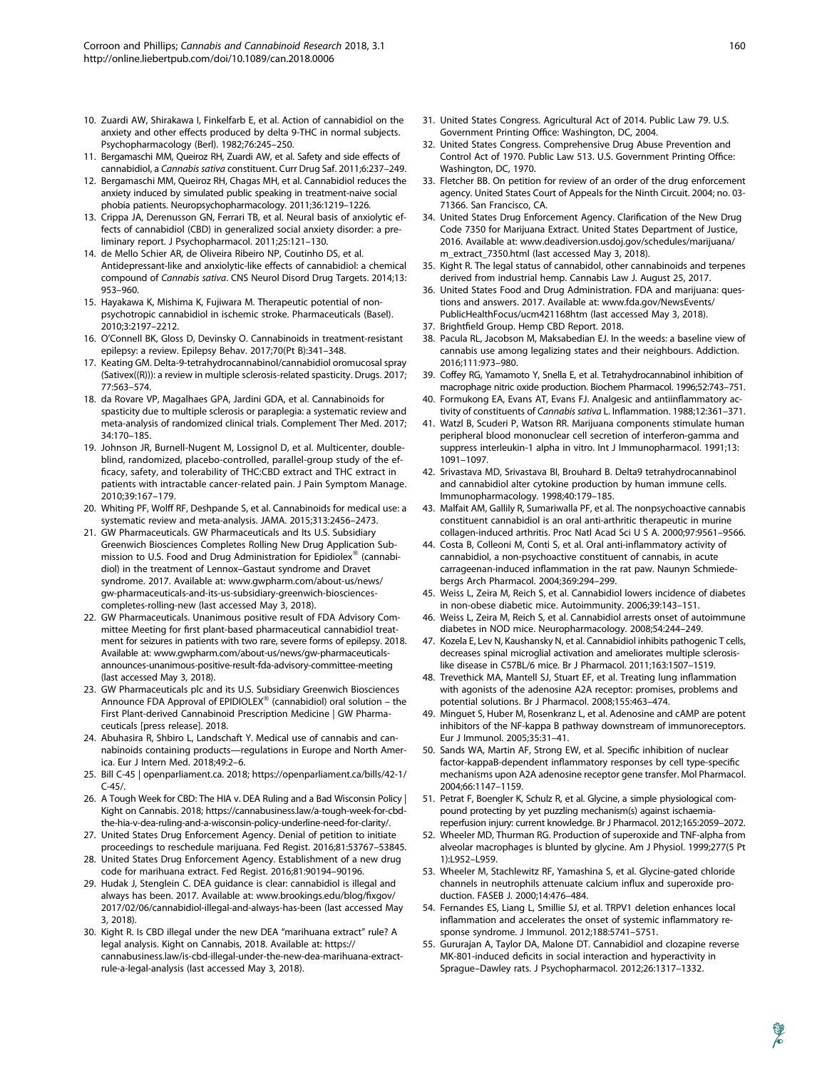10. Zuardi AW, Shirakawa I, Finkelfarb E, et al. Action of cannabidiol on the anxiety and other effects produced by delta 9-THC in normal subjects. Psychopharmacology (Berl). 1982;76:245–250.
11. Bergamaschi MM, Queiroz RH, Zuardi AW, et al. Safety and side effects of cannabidiol, a *Cannabis sativa* constituent. Curr Drug Saf. 2011;6:237–249.
12. Bergamaschi MM, Queiroz RH, Chagas MH, et al. Cannabidiol reduces the anxiety induced by simulated public speaking in treatment-naive social phobia patients. Neuropsychopharmacology. 2011;36:1219–1226.
13. Crippa JA, Derenusson GN, Ferrari TB, et al. Neural basis of anxiolytic effects of cannabidiol (CBD) in generalized social anxiety disorder: a preliminary report. J Psychopharmacol. 2011;25:121–130.
14. de Mello Schier AR, de Oliveira Ribeiro NP, Coutinho DS, et al. Antidepressant-like and anxiolytic-like effects of cannabidiol: a chemical compound of *Cannabis sativa*. CNS Neurol Disord Drug Targets. 2014;13: 953–960.
15. Hayakawa K, Mishima K, Fujiwara M. Therapeutic potential of non-psychotropic cannabidiol in ischemic stroke. Pharmaceuticals (Basel). 2010;3:2197–2212.
16. O'Connell BK, Gloss D, Devinsky O. Cannabinoids in treatment-resistant epilepsy: a review. Epilepsy Behav. 2017;70(Pt B):341–348.
17. Keating GM. Delta-9-tetrahydrocannabinol/cannabidiol oromucosal spray (Sativex((R))): a review in multiple sclerosis-related spasticity. Drugs. 2017; 77:563–574.
18. da Rovare VP, Magalhaes GPA, Jardini GDA, et al. Cannabinoids for spasticity due to multiple sclerosis or paraplegia: a systematic review and meta-analysis of randomized clinical trials. Complement Ther Med. 2017; 34:170–185.
19. Johnson JR, Burnell-Nugent M, Lossignol D, et al. Multicenter, double-blind, randomized, placebo-controlled, parallel-group study of the efficacy, safety, and tolerability of THC:CBD extract and THC extract in patients with intractable cancer-related pain. J Pain Symptom Manage. 2010;39:167–179.
20. Whiting PF, Wolff RF, Deshpande S, et al. Cannabinoids for medical use: a systematic review and meta-analysis. JAMA. 2015;313:2456–2473.
21. GW Pharmaceuticals. GW Pharmaceuticals and Its U.S. Subsidiary Greenwich Biosciences Completes Rolling New Drug Application Submission to U.S. Food and Drug Administration for Epidiolex® (cannabidiol) in the treatment of Lennox–Gastaut syndrome and Dravet syndrome. 2017. Available at: www.gwpharm.com/about-us/news/gw-pharmaceuticals-and-its-us-subsidiary-greenwich-biosciences-completes-rolling-new (last accessed May 3, 2018).
22. GW Pharmaceuticals. Unanimous positive result of FDA Advisory Committee Meeting for first plant-based pharmaceutical cannabidiol treatment for seizures in patients with two rare, severe forms of epilepsy. 2018. Available at: www.gwpharm.com/about-us/news/gw-pharmaceuticals-announces-unanimous-positive-result-fda-advisory-committee-meeting (last accessed May 3, 2018).
23. GW Pharmaceuticals plc and its U.S. Subsidiary Greenwich Biosciences Announce FDA Approval of EPIDIOLEX® (cannabidiol) oral solution – the First Plant-derived Cannabinoid Prescription Medicine | GW Pharmaceuticals [press release]. 2018.
24. Abuhasira R, Shbiro L, Landschaft Y. Medical use of cannabis and cannabinoids containing products—regulations in Europe and North America. Eur J Intern Med. 2018;49:2–6.
25. Bill C-45 | openparliament.ca. 2018; https://openparliament.ca/bills/42-1/C-45/.
26. A Tough Week for CBD: The HIA v. DEA Ruling and a Bad Wisconsin Policy | Kight on Cannabis. 2018; https://cannabusiness.law/a-tough-week-for-cbd-the-hia-v-dea-ruling-and-a-wisconsin-policy-underline-need-for-clarity/.
27. United States Drug Enforcement Agency. Denial of petition to initiate proceedings to reschedule marijuana. Fed Regist. 2016;81:53767–53845.
28. United States Drug Enforcement Agency. Establishment of a new drug code for marihuana extract. Fed Regist. 2016;81:90194–90196.
29. Hudak J, Stenglein C. DEA guidance is clear: cannabidiol is illegal and always has been. 2017. Available at: www.brookings.edu/blog/fixgov/2017/02/06/cannabidiol-illegal-and-always-has-been (last accessed May 3, 2018).
30. Kight R. Is CBD illegal under the new DEA "marihuana extract" rule? A legal analysis. Kight on Cannabis, 2018. Available at: https://cannabusiness.law/is-cbd-illegal-under-the-new-dea-marihuana-extract-rule-a-legal-analysis (last accessed May 3, 2018).
31. United States Congress. Agricultural Act of 2014. Public Law 79. U.S. Government Printing Office: Washington, DC, 2004.
32. United States Congress. Comprehensive Drug Abuse Prevention and Control Act of 1970. Public Law 513. U.S. Government Printing Office: Washington, DC, 1970.
33. Fletcher BB. On petition for review of an order of the drug enforcement agency. United States Court of Appeals for the Ninth Circuit. 2004; no. 03-71366. San Francisco, CA.
34. United States Drug Enforcement Agency. Clarification of the New Drug Code 7350 for Marijuana Extract. United States Department of Justice, 2016. Available at: www.deadiversion.usdoj.gov/schedules/marijuana/m_extract_7350.html (last accessed May 3, 2018).
35. Kight R. The legal status of cannabidol, other cannabinoids and terpenes derived from industrial hemp. Cannabis Law J. August 25, 2017.
36. United States Food and Drug Administration. FDA and marijuana: questions and answers. 2017. Available at: www.fda.gov/NewsEvents/PublicHealthFocus/ucm421168htm (last accessed May 3, 2018).
37. Brightfield Group. Hemp CBD Report. 2018.
38. Pacula RL, Jacobson M, Maksabedian EJ. In the weeds: a baseline view of cannabis use among legalizing states and their neighbours. Addiction. 2016;111:973–980.
39. Coffey RG, Yamamoto Y, Snella E, et al. Tetrahydrocannabinol inhibition of macrophage nitric oxide production. Biochem Pharmacol. 1996;52:743–751.
40. Formukong EA, Evans AT, Evans FJ. Analgesic and antiinflammatory activity of constituents of *Cannabis sativa* L. Inflammation. 1988;12:361–371.
41. Watzl B, Scuderi P, Watson RR. Marijuana components stimulate human peripheral blood mononuclear cell secretion of interferon-gamma and suppress interleukin-1 alpha in vitro. Int J Immunopharmacol. 1991;13: 1091–1097.
42. Srivastava MD, Srivastava BI, Brouhard B. Delta9 tetrahydrocannabinol and cannabidiol alter cytokine production by human immune cells. Immunopharmacology. 1998;40:179–185.
43. Malfait AM, Gallily R, Sumariwalla PF, et al. The nonpsychoactive cannabis constituent cannabidiol is an oral anti-arthritic therapeutic in murine collagen-induced arthritis. Proc Natl Acad Sci U S A. 2000;97:9561–9566.
44. Costa B, Colleoni M, Conti S, et al. Oral anti-inflammatory activity of cannabidiol, a non-psychoactive constituent of cannabis, in acute carrageenan-induced inflammation in the rat paw. Naunyn Schmiedebergs Arch Pharmacol. 2004;369:294–299.
45. Weiss L, Zeira M, Reich S, et al. Cannabidiol lowers incidence of diabetes in non-obese diabetic mice. Autoimmunity. 2006;39:143–151.
46. Weiss L, Zeira M, Reich S, et al. Cannabidiol arrests onset of autoimmune diabetes in NOD mice. Neuropharmacology. 2008;54:244–249.
47. Kozela E, Lev N, Kaushansky N, et al. Cannabidiol inhibits pathogenic T cells, decreases spinal microglial activation and ameliorates multiple sclerosis-like disease in C57BL/6 mice. Br J Pharmacol. 2011;163:1507–1519.
48. Trevethick MA, Mantell SJ, Stuart EF, et al. Treating lung inflammation with agonists of the adenosine A2A receptor: promises, problems and potential solutions. Br J Pharmacol. 2008;155:463–474.
49. Minguet S, Huber M, Rosenkranz L, et al. Adenosine and cAMP are potent inhibitors of the NF-kappa B pathway downstream of immunoreceptors. Eur J Immunol. 2005;35:31–41.
50. Sands WA, Martin AF, Strong EW, et al. Specific inhibition of nuclear factor-kappaB-dependent inflammatory responses by cell type-specific mechanisms upon A2A adenosine receptor gene transfer. Mol Pharmacol. 2004;66:1147–1159.
51. Petrat F, Boengler K, Schulz R, et al. Glycine, a simple physiological compound protecting by yet puzzling mechanism(s) against ischaemia-reperfusion injury: current knowledge. Br J Pharmacol. 2012;165:2059–2072.
52. Wheeler MD, Thurman RG. Production of superoxide and TNF-alpha from alveolar macrophages is blunted by glycine. Am J Physiol. 1999;277(5 Pt 1):L952–L959.
53. Wheeler MD, Stachlewitz RF, Yamashina S, et al. Glycine-gated chloride channels in neutrophils attenuate calcium influx and superoxide production. FASEB J. 2000;14:476–484.
54. Fernandes ES, Liang L, Smillie SJ, et al. TRPV1 deletion enhances local inflammation and accelerates the onset of systemic inflammatory response syndrome. J Immunol. 2012;188:5741–5751.
55. Gururajan A, Taylor DA, Malone DT. Cannabidiol and clozapine reverse MK-801-induced deficits in social interaction and hyperactivity in Sprague–Dawley rats. J Psychopharmacol. 2012;26:1317–1332.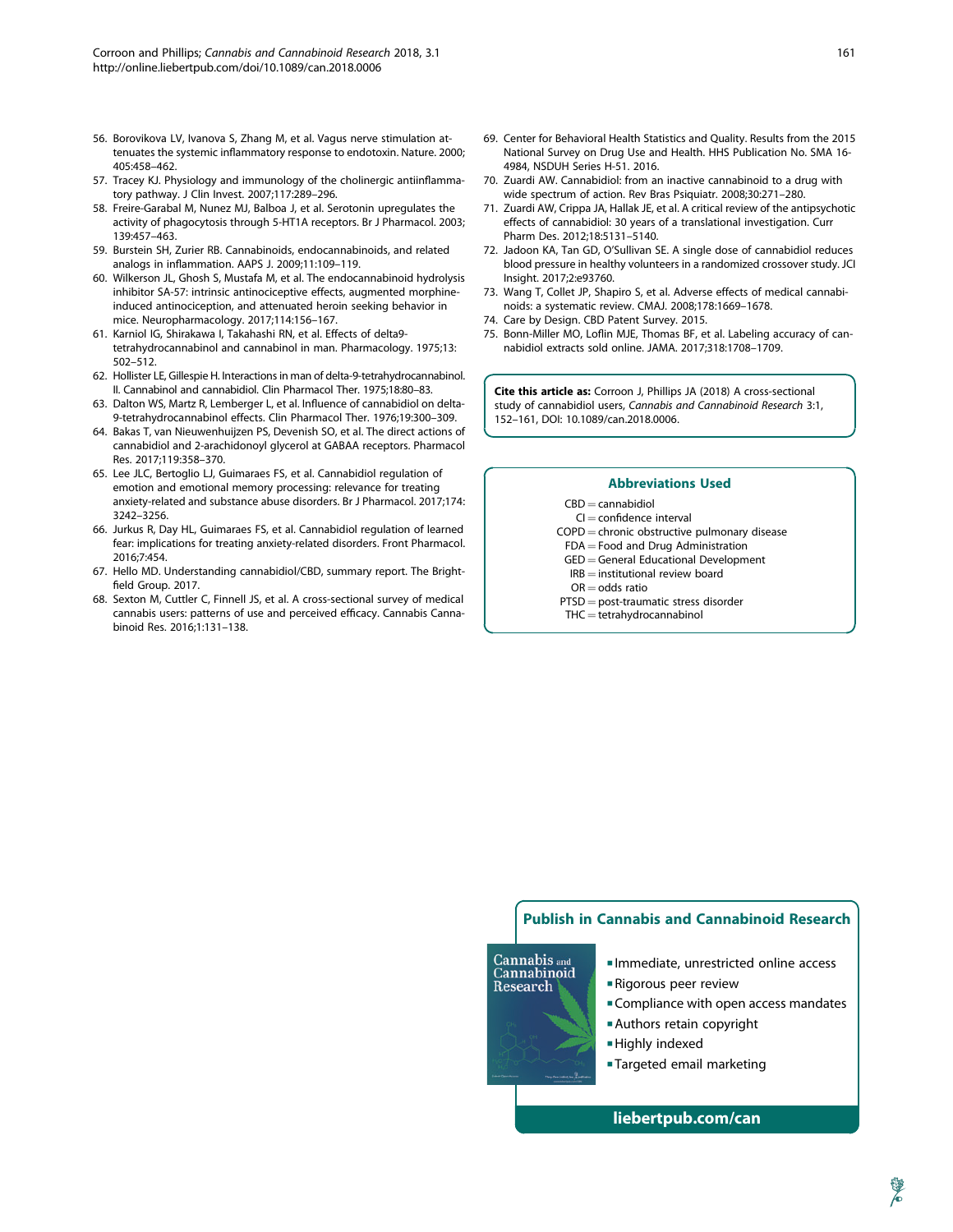56. Borovikova LV, Ivanova S, Zhang M, et al. Vagus nerve stimulation attenuates the systemic inflammatory response to endotoxin. Nature. 2000; 405:458–462.
57. Tracey KJ. Physiology and immunology of the cholinergic antiinflammatory pathway. J Clin Invest. 2007;117:289–296.
58. Freire-Garabal M, Nunez MJ, Balboa J, et al. Serotonin upregulates the activity of phagocytosis through 5-HT1A receptors. Br J Pharmacol. 2003; 139:457–463.
59. Burstein SH, Zurier RB. Cannabinoids, endocannabinoids, and related analogs in inflammation. AAPS J. 2009;11:109–119.
60. Wilkerson JL, Ghosh S, Mustafa M, et al. The endocannabinoid hydrolysis inhibitor SA-57: intrinsic antinociceptive effects, augmented morphine-induced antinociception, and attenuated heroin seeking behavior in mice. Neuropharmacology. 2017;114:156–167.
61. Karniol IG, Shirakawa I, Takahashi RN, et al. Effects of delta9-tetrahydrocannabinol and cannabinol in man. Pharmacology. 1975;13: 502–512.
62. Hollister LE, Gillespie H. Interactions in man of delta-9-tetrahydrocannabinol. II. Cannabinol and cannabidiol. Clin Pharmacol Ther. 1975;18:80–83.
63. Dalton WS, Martz R, Lemberger L, et al. Influence of cannabidiol on delta-9-tetrahydrocannabinol effects. Clin Pharmacol Ther. 1976;19:300–309.
64. Bakas T, van Nieuwenhuijzen PS, Devenish SO, et al. The direct actions of cannabidiol and 2-arachidonoyl glycerol at GABAA receptors. Pharmacol Res. 2017;119:358–370.
65. Lee JLC, Bertoglio LJ, Guimaraes FS, et al. Cannabidiol regulation of emotion and emotional memory processing: relevance for treating anxiety-related and substance abuse disorders. Br J Pharmacol. 2017;174: 3242–3256.
66. Jurkus R, Day HL, Guimaraes FS, et al. Cannabidiol regulation of learned fear: implications for treating anxiety-related disorders. Front Pharmacol. 2016;7:454.
67. Hello MD. Understanding cannabidiol/CBD, summary report. The Brightfield Group. 2017.
68. Sexton M, Cuttler C, Finnell JS, et al. A cross-sectional survey of medical cannabis users: patterns of use and perceived efficacy. Cannabis Cannabinoid Res. 2016;1:131–138.
69. Center for Behavioral Health Statistics and Quality. Results from the 2015 National Survey on Drug Use and Health. HHS Publication No. SMA 16-4984, NSDUH Series H-51. 2016.
70. Zuardi AW. Cannabidiol: from an inactive cannabinoid to a drug with wide spectrum of action. Rev Bras Psiquiatr. 2008;30:271–280.
71. Zuardi AW, Crippa JA, Hallak JE, et al. A critical review of the antipsychotic effects of cannabidiol: 30 years of a translational investigation. Curr Pharm Des. 2012;18:5131–5140.
72. Jadoon KA, Tan GD, O'Sullivan SE. A single dose of cannabidiol reduces blood pressure in healthy volunteers in a randomized crossover study. JCI Insight. 2017;2:e93760.
73. Wang T, Collet JP, Shapiro S, et al. Adverse effects of medical cannabinoids: a systematic review. CMAJ. 2008;178:1669–1678.
74. Care by Design. CBD Patent Survey. 2015.
75. Bonn-Miller MO, Loflin MJE, Thomas BF, et al. Labeling accuracy of cannabidiol extracts sold online. JAMA. 2017;318:1708–1709.

**Cite this article as:** Corroon J, Phillips JA (2018) A cross-sectional study of cannabidiol users, *Cannabis and Cannabinoid Research* 3:1, 152–161, DOI: 10.1089/can.2018.0006.

## Abbreviations Used

CBD = cannabidiol
CI = confidence interval
COPD = chronic obstructive pulmonary disease
FDA = Food and Drug Administration
GED = General Educational Development
IRB = institutional review board
OR = odds ratio
PTSD = post-traumatic stress disorder
THC = tetrahydrocannabinol

## Publish in Cannabis and Cannabinoid Research

- Immediate, unrestricted online access
- Rigorous peer review
- Compliance with open access mandates
- Authors retain copyright
- Highly indexed
- Targeted email marketing

liebertpub.com/can